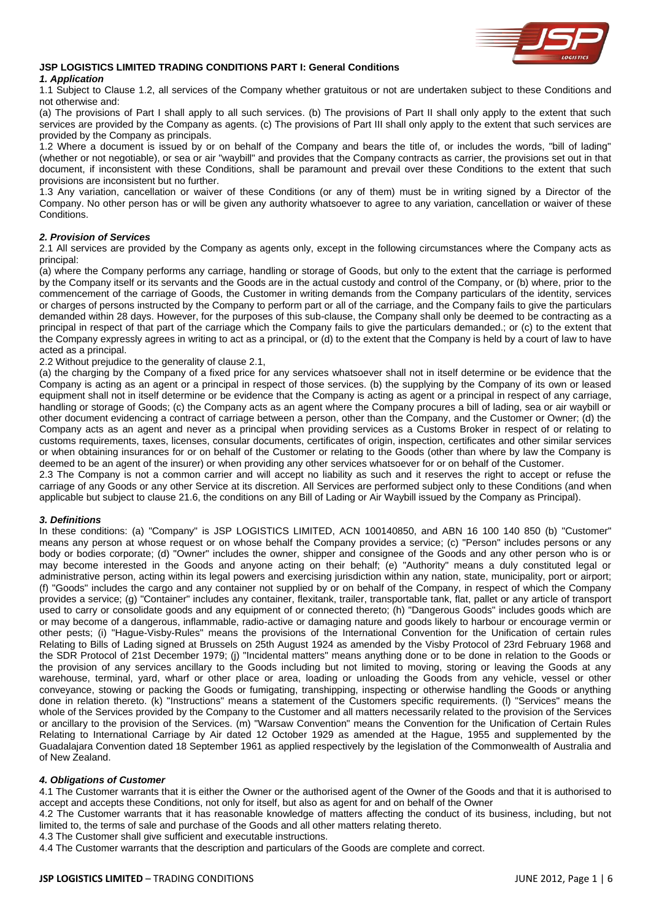# JSP LOGISTICS LIMITED TRADING CONDITIONS PART I: General Conditions

### *1. Application*

1.1 Subject to Clause 1.2, all services of the Company whether gratuitous or not are undertaken subject to these Conditions and not otherwise and:

(a) The provisions of Part I shall apply to all such services. (b) The provisions of Part II shall only apply to the extent that such services are provided by the Company as agents. (c) The provisions of Part III shall only apply to the extent that such services are provided by the Company as principals.

1.2 Where a document is issued by or on behalf of the Company and bears the title of, or includes the words, "bill of lading" (whether or not negotiable), or sea or air "waybill" and provides that the Company contracts as carrier, the provisions set out in that document, if inconsistent with these Conditions, shall be paramount and prevail over these Conditions to the extent that such provisions are inconsistent but no further.

1.3 Any variation, cancellation or waiver of these Conditions (or any of them) must be in writing signed by a Director of the Company. No other person has or will be given any authority whatsoever to agree to any variation, cancellation or waiver of these Conditions.

### *2. Provision of Services*

2.1 All services are provided by the Company as agents only, except in the following circumstances where the Company acts as principal:

(a) where the Company performs any carriage, handling or storage of Goods, but only to the extent that the carriage is performed by the Company itself or its servants and the Goods are in the actual custody and control of the Company, or (b) where, prior to the commencement of the carriage of Goods, the Customer in writing demands from the Company particulars of the identity, services or charges of persons instructed by the Company to perform part or all of the carriage, and the Company fails to give the particulars demanded within 28 days. However, for the purposes of this sub-clause, the Company shall only be deemed to be contracting as a principal in respect of that part of the carriage which the Company fails to give the particulars demanded.; or (c) to the extent that the Company expressly agrees in writing to act as a principal, or (d) to the extent that the Company is held by a court of law to have acted as a principal.

2.2 Without prejudice to the generality of clause 2.1,

(a) the charging by the Company of a fixed price for any services whatsoever shall not in itself determine or be evidence that the Company is acting as an agent or a principal in respect of those services. (b) the supplying by the Company of its own or leased equipment shall not in itself determine or be evidence that the Company is acting as agent or a principal in respect of any carriage, handling or storage of Goods; (c) the Company acts as an agent where the Company procures a bill of lading, sea or air waybill or other document evidencing a contract of carriage between a person, other than the Company, and the Customer or Owner; (d) the Company acts as an agent and never as a principal when providing services as a Customs Broker in respect of or relating to customs requirements, taxes, licenses, consular documents, certificates of origin, inspection, certificates and other similar services or when obtaining insurances for or on behalf of the Customer or relating to the Goods (other than where by law the Company is deemed to be an agent of the insurer) or when providing any other services whatsoever for or on behalf of the Customer.

2.3 The Company is not a common carrier and will accept no liability as such and it reserves the right to accept or refuse the carriage of any Goods or any other Service at its discretion. All Services are performed subject only to these Conditions (and when applicable but subject to clause 21.6, the conditions on any Bill of Lading or Air Waybill issued by the Company as Principal).

### *3. Definitions*

In these conditions: (a) "Company" is JSP LOGISTICS LIMITED, ACN 100140850, and ABN 16 100 140 850 (b) "Customer" means any person at whose request or on whose behalf the Company provides a service; (c) "Person" includes persons or any body or bodies corporate; (d) "Owner" includes the owner, shipper and consignee of the Goods and any other person who is or may become interested in the Goods and anyone acting on their behalf; (e) "Authority" means a duly constituted legal or administrative person, acting within its legal powers and exercising jurisdiction within any nation, state, municipality, port or airport; (f) "Goods" includes the cargo and any container not supplied by or on behalf of the Company, in respect of which the Company provides a service; (g) "Container" includes any container, flexitank, trailer, transportable tank, flat, pallet or any article of transport used to carry or consolidate goods and any equipment of or connected thereto; (h) "Dangerous Goods" includes goods which are or may become of a dangerous, inflammable, radio-active or damaging nature and goods likely to harbour or encourage vermin or other pests; (i) "Hague-Visby-Rules" means the provisions of the International Convention for the Unification of certain rules Relating to Bills of Lading signed at Brussels on 25th August 1924 as amended by the Visby Protocol of 23rd February 1968 and the SDR Protocol of 21st December 1979; (j) "Incidental matters" means anything done or to be done in relation to the Goods or the provision of any services ancillary to the Goods including but not limited to moving, storing or leaving the Goods at any warehouse, terminal, yard, wharf or other place or area, loading or unloading the Goods from any vehicle, vessel or other conveyance, stowing or packing the Goods or fumigating, transhipping, inspecting or otherwise handling the Goods or anything done in relation thereto. (k) "Instructions" means a statement of the Customers specific requirements. (l) "Services" means the whole of the Services provided by the Company to the Customer and all matters necessarily related to the provision of the Services or ancillary to the provision of the Services. (m) "Warsaw Convention" means the Convention for the Unification of Certain Rules Relating to International Carriage by Air dated 12 October 1929 as amended at the Hague, 1955 and supplemented by the Guadalajara Convention dated 18 September 1961 as applied respectively by the legislation of the Commonwealth of Australia and of New Zealand.

### *4. Obligations of Customer*

4.1 The Customer warrants that it is either the Owner or the authorised agent of the Owner of the Goods and that it is authorised to accept and accepts these Conditions, not only for itself, but also as agent for and on behalf of the Owner

4.2 The Customer warrants that it has reasonable knowledge of matters affecting the conduct of its business, including, but not limited to, the terms of sale and purchase of the Goods and all other matters relating thereto.

4.3 The Customer shall give sufficient and executable instructions.

4.4 The Customer warrants that the description and particulars of the Goods are complete and correct.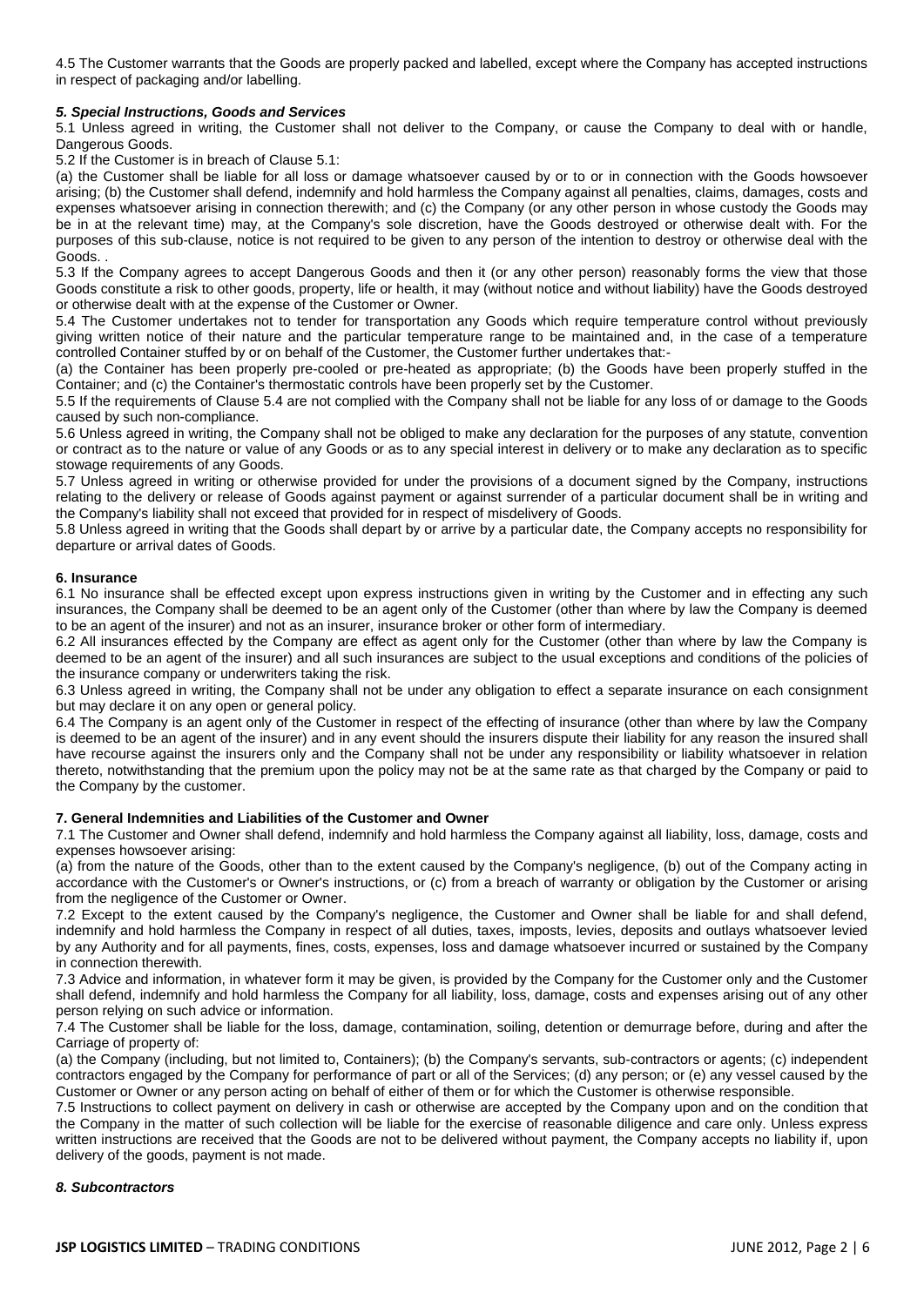4.5 The Customer warrants that the Goods are properly packed and labelled, except where the Company has accepted instructions in respect of packaging and/or labelling.

### *5. Special Instructions, Goods and Services*

5.1 Unless agreed in writing, the Customer shall not deliver to the Company, or cause the Company to deal with or handle, Dangerous Goods.

5.2 If the Customer is in breach of Clause 5.1:

(a) the Customer shall be liable for all loss or damage whatsoever caused by or to or in connection with the Goods howsoever arising; (b) the Customer shall defend, indemnify and hold harmless the Company against all penalties, claims, damages, costs and expenses whatsoever arising in connection therewith; and (c) the Company (or any other person in whose custody the Goods may be in at the relevant time) may, at the Company's sole discretion, have the Goods destroyed or otherwise dealt with. For the purposes of this sub-clause, notice is not required to be given to any person of the intention to destroy or otherwise deal with the Goods. .

5.3 If the Company agrees to accept Dangerous Goods and then it (or any other person) reasonably forms the view that those Goods constitute a risk to other goods, property, life or health, it may (without notice and without liability) have the Goods destroyed or otherwise dealt with at the expense of the Customer or Owner.

5.4 The Customer undertakes not to tender for transportation any Goods which require temperature control without previously giving written notice of their nature and the particular temperature range to be maintained and, in the case of a temperature controlled Container stuffed by or on behalf of the Customer, the Customer further undertakes that:-

(a) the Container has been properly pre-cooled or pre-heated as appropriate; (b) the Goods have been properly stuffed in the Container; and (c) the Container's thermostatic controls have been properly set by the Customer.

5.5 If the requirements of Clause 5.4 are not complied with the Company shall not be liable for any loss of or damage to the Goods caused by such non-compliance.

5.6 Unless agreed in writing, the Company shall not be obliged to make any declaration for the purposes of any statute, convention or contract as to the nature or value of any Goods or as to any special interest in delivery or to make any declaration as to specific stowage requirements of any Goods.

5.7 Unless agreed in writing or otherwise provided for under the provisions of a document signed by the Company, instructions relating to the delivery or release of Goods against payment or against surrender of a particular document shall be in writing and the Company's liability shall not exceed that provided for in respect of misdelivery of Goods.

5.8 Unless agreed in writing that the Goods shall depart by or arrive by a particular date, the Company accepts no responsibility for departure or arrival dates of Goods.

### 6. Insurance

6.1 No insurance shall be effected except upon express instructions given in writing by the Customer and in effecting any such insurances, the Company shall be deemed to be an agent only of the Customer (other than where by law the Company is deemed to be an agent of the insurer) and not as an insurer, insurance broker or other form of intermediary.

6.2 All insurances effected by the Company are effect as agent only for the Customer (other than where by law the Company is deemed to be an agent of the insurer) and all such insurances are subject to the usual exceptions and conditions of the policies of the insurance company or underwriters taking the risk.

6.3 Unless agreed in writing, the Company shall not be under any obligation to effect a separate insurance on each consignment but may declare it on any open or general policy.

6.4 The Company is an agent only of the Customer in respect of the effecting of insurance (other than where by law the Company is deemed to be an agent of the insurer) and in any event should the insurers dispute their liability for any reason the insured shall have recourse against the insurers only and the Company shall not be under any responsibility or liability whatsoever in relation thereto, notwithstanding that the premium upon the policy may not be at the same rate as that charged by the Company or paid to the Company by the customer.

### 7. General Indemnities and Liabilities of the Customer and Owner

7.1 The Customer and Owner shall defend, indemnify and hold harmless the Company against all liability, loss, damage, costs and expenses howsoever arising:

(a) from the nature of the Goods, other than to the extent caused by the Company's negligence, (b) out of the Company acting in accordance with the Customer's or Owner's instructions, or (c) from a breach of warranty or obligation by the Customer or arising from the negligence of the Customer or Owner.

7.2 Except to the extent caused by the Company's negligence, the Customer and Owner shall be liable for and shall defend, indemnify and hold harmless the Company in respect of all duties, taxes, imposts, levies, deposits and outlays whatsoever levied by any Authority and for all payments, fines, costs, expenses, loss and damage whatsoever incurred or sustained by the Company in connection therewith.

7.3 Advice and information, in whatever form it may be given, is provided by the Company for the Customer only and the Customer shall defend, indemnify and hold harmless the Company for all liability, loss, damage, costs and expenses arising out of any other person relying on such advice or information.

7.4 The Customer shall be liable for the loss, damage, contamination, soiling, detention or demurrage before, during and after the Carriage of property of:

(a) the Company (including, but not limited to, Containers); (b) the Company's servants, sub-contractors or agents; (c) independent contractors engaged by the Company for performance of part or all of the Services; (d) any person; or (e) any vessel caused by the Customer or Owner or any person acting on behalf of either of them or for which the Customer is otherwise responsible.

7.5 Instructions to collect payment on delivery in cash or otherwise are accepted by the Company upon and on the condition that the Company in the matter of such collection will be liable for the exercise of reasonable diligence and care only. Unless express written instructions are received that the Goods are not to be delivered without payment, the Company accepts no liability if, upon delivery of the goods, payment is not made.

### *8. Subcontractors*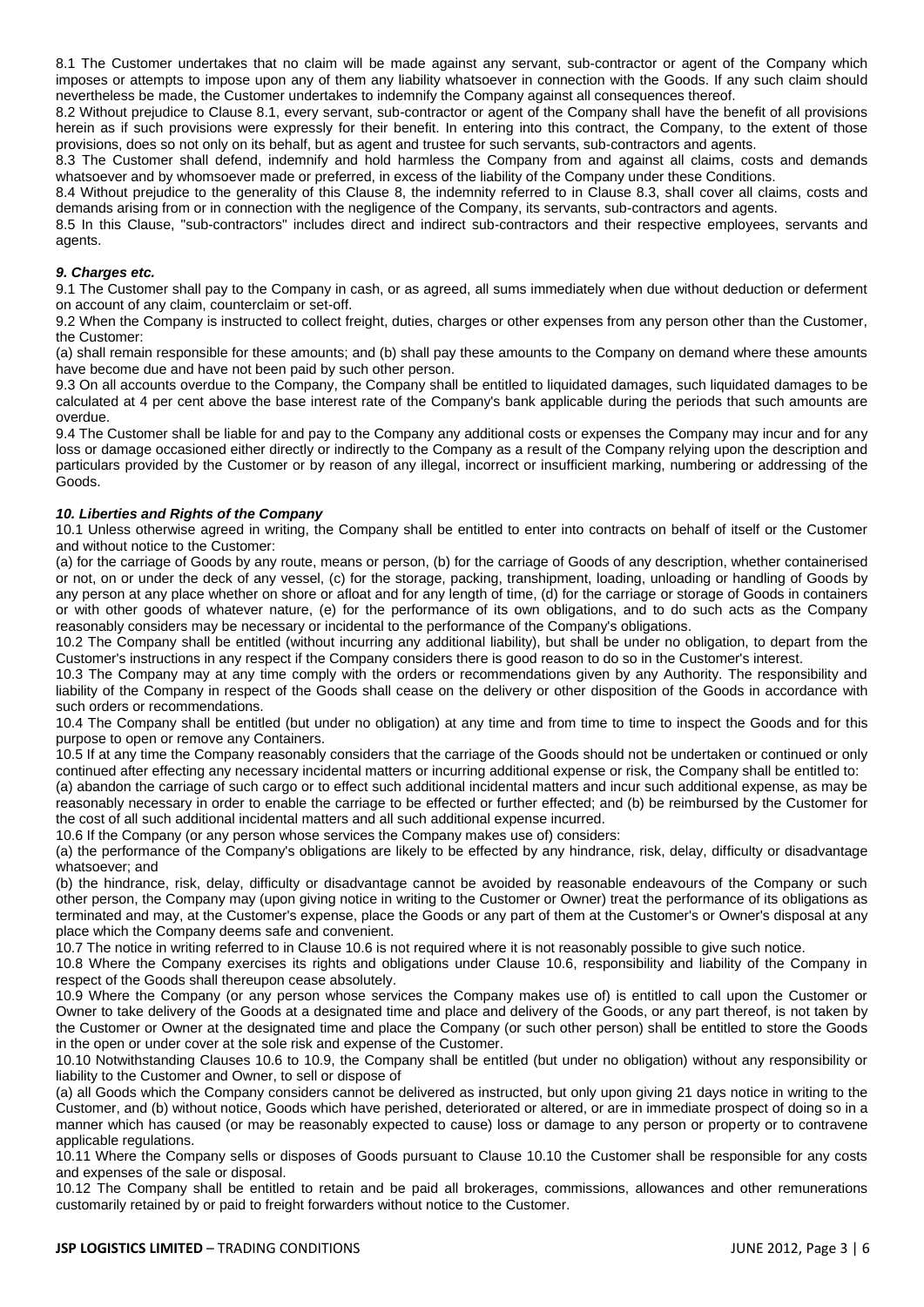8.1 The Customer undertakes that no claim will be made against any servant, sub-contractor or agent of the Company which imposes or attempts to impose upon any of them any liability whatsoever in connection with the Goods. If any such claim should nevertheless be made, the Customer undertakes to indemnify the Company against all consequences thereof.

8.2 Without prejudice to Clause 8.1, every servant, sub-contractor or agent of the Company shall have the benefit of all provisions herein as if such provisions were expressly for their benefit. In entering into this contract, the Company, to the extent of those provisions, does so not only on its behalf, but as agent and trustee for such servants, sub-contractors and agents.

8.3 The Customer shall defend, indemnify and hold harmless the Company from and against all claims, costs and demands whatsoever and by whomsoever made or preferred, in excess of the liability of the Company under these Conditions.

8.4 Without prejudice to the generality of this Clause 8, the indemnity referred to in Clause 8.3, shall cover all claims, costs and demands arising from or in connection with the negligence of the Company, its servants, sub-contractors and agents.

8.5 In this Clause, "sub-contractors" includes direct and indirect sub-contractors and their respective employees, servants and agents.

### *9. Charges etc.*

9.1 The Customer shall pay to the Company in cash, or as agreed, all sums immediately when due without deduction or deferment on account of any claim, counterclaim or set-off.

9.2 When the Company is instructed to collect freight, duties, charges or other expenses from any person other than the Customer, the Customer:

(a) shall remain responsible for these amounts; and (b) shall pay these amounts to the Company on demand where these amounts have become due and have not been paid by such other person.

9.3 On all accounts overdue to the Company, the Company shall be entitled to liquidated damages, such liquidated damages to be calculated at 4 per cent above the base interest rate of the Company's bank applicable during the periods that such amounts are overdue.

9.4 The Customer shall be liable for and pay to the Company any additional costs or expenses the Company may incur and for any loss or damage occasioned either directly or indirectly to the Company as a result of the Company relying upon the description and particulars provided by the Customer or by reason of any illegal, incorrect or insufficient marking, numbering or addressing of the Goods.

### *10. Liberties and Rights of the Company*

10.1 Unless otherwise agreed in writing, the Company shall be entitled to enter into contracts on behalf of itself or the Customer and without notice to the Customer:

(a) for the carriage of Goods by any route, means or person, (b) for the carriage of Goods of any description, whether containerised or not, on or under the deck of any vessel, (c) for the storage, packing, transhipment, loading, unloading or handling of Goods by any person at any place whether on shore or afloat and for any length of time, (d) for the carriage or storage of Goods in containers or with other goods of whatever nature, (e) for the performance of its own obligations, and to do such acts as the Company reasonably considers may be necessary or incidental to the performance of the Company's obligations.

10.2 The Company shall be entitled (without incurring any additional liability), but shall be under no obligation, to depart from the Customer's instructions in any respect if the Company considers there is good reason to do so in the Customer's interest.

10.3 The Company may at any time comply with the orders or recommendations given by any Authority. The responsibility and liability of the Company in respect of the Goods shall cease on the delivery or other disposition of the Goods in accordance with such orders or recommendations.

10.4 The Company shall be entitled (but under no obligation) at any time and from time to time to inspect the Goods and for this purpose to open or remove any Containers.

10.5 If at any time the Company reasonably considers that the carriage of the Goods should not be undertaken or continued or only continued after effecting any necessary incidental matters or incurring additional expense or risk, the Company shall be entitled to:

(a) abandon the carriage of such cargo or to effect such additional incidental matters and incur such additional expense, as may be reasonably necessary in order to enable the carriage to be effected or further effected; and (b) be reimbursed by the Customer for the cost of all such additional incidental matters and all such additional expense incurred.

10.6 If the Company (or any person whose services the Company makes use of) considers:

(a) the performance of the Company's obligations are likely to be effected by any hindrance, risk, delay, difficulty or disadvantage whatsoever; and

(b) the hindrance, risk, delay, difficulty or disadvantage cannot be avoided by reasonable endeavours of the Company or such other person, the Company may (upon giving notice in writing to the Customer or Owner) treat the performance of its obligations as terminated and may, at the Customer's expense, place the Goods or any part of them at the Customer's or Owner's disposal at any place which the Company deems safe and convenient.

10.7 The notice in writing referred to in Clause 10.6 is not required where it is not reasonably possible to give such notice.

10.8 Where the Company exercises its rights and obligations under Clause 10.6, responsibility and liability of the Company in respect of the Goods shall thereupon cease absolutely.

10.9 Where the Company (or any person whose services the Company makes use of) is entitled to call upon the Customer or Owner to take delivery of the Goods at a designated time and place and delivery of the Goods, or any part thereof, is not taken by the Customer or Owner at the designated time and place the Company (or such other person) shall be entitled to store the Goods in the open or under cover at the sole risk and expense of the Customer.

10.10 Notwithstanding Clauses 10.6 to 10.9, the Company shall be entitled (but under no obligation) without any responsibility or liability to the Customer and Owner, to sell or dispose of

(a) all Goods which the Company considers cannot be delivered as instructed, but only upon giving 21 days notice in writing to the Customer, and (b) without notice, Goods which have perished, deteriorated or altered, or are in immediate prospect of doing so in a manner which has caused (or may be reasonably expected to cause) loss or damage to any person or property or to contravene applicable regulations.

10.11 Where the Company sells or disposes of Goods pursuant to Clause 10.10 the Customer shall be responsible for any costs and expenses of the sale or disposal.

10.12 The Company shall be entitled to retain and be paid all brokerages, commissions, allowances and other remunerations customarily retained by or paid to freight forwarders without notice to the Customer.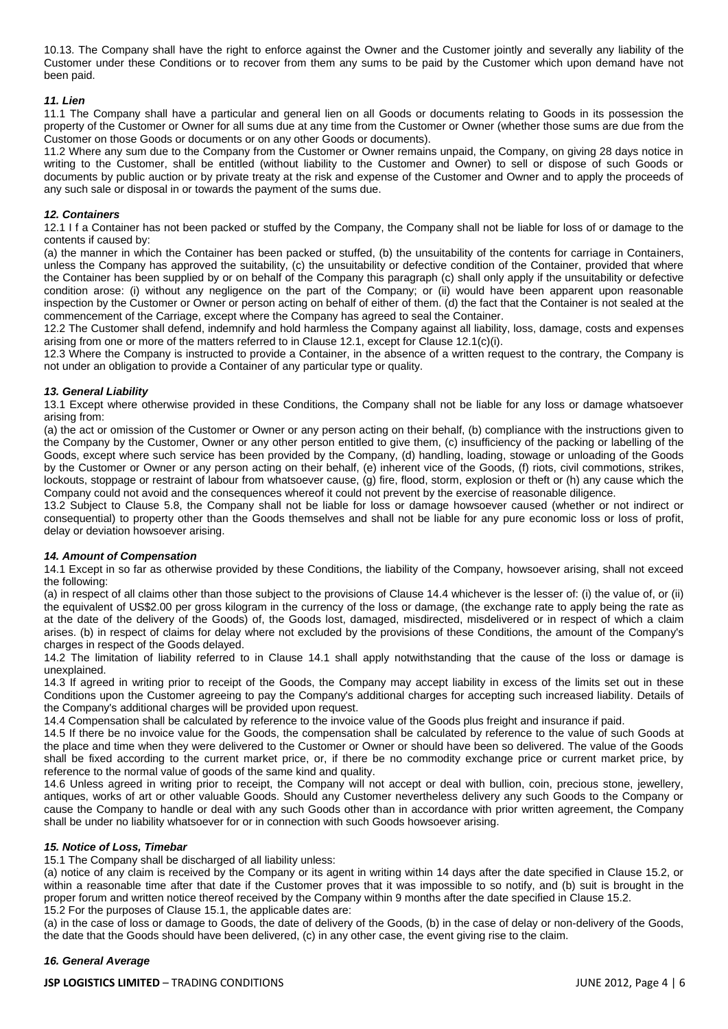10.13. The Company shall have the right to enforce against the Owner and the Customer jointly and severally any liability of the Customer under these Conditions or to recover from them any sums to be paid by the Customer which upon demand have not been paid.

### *11. Lien*

11.1 The Company shall have a particular and general lien on all Goods or documents relating to Goods in its possession the property of the Customer or Owner for all sums due at any time from the Customer or Owner (whether those sums are due from the Customer on those Goods or documents or on any other Goods or documents).

11.2 Where any sum due to the Company from the Customer or Owner remains unpaid, the Company, on giving 28 days notice in writing to the Customer, shall be entitled (without liability to the Customer and Owner) to sell or dispose of such Goods or documents by public auction or by private treaty at the risk and expense of the Customer and Owner and to apply the proceeds of any such sale or disposal in or towards the payment of the sums due.

### *12. Containers*

12.1 I f a Container has not been packed or stuffed by the Company, the Company shall not be liable for loss of or damage to the contents if caused by:

(a) the manner in which the Container has been packed or stuffed, (b) the unsuitability of the contents for carriage in Containers, unless the Company has approved the suitability, (c) the unsuitability or defective condition of the Container, provided that where the Container has been supplied by or on behalf of the Company this paragraph (c) shall only apply if the unsuitability or defective condition arose: (i) without any negligence on the part of the Company; or (ii) would have been apparent upon reasonable inspection by the Customer or Owner or person acting on behalf of either of them. (d) the fact that the Container is not sealed at the commencement of the Carriage, except where the Company has agreed to seal the Container.

12.2 The Customer shall defend, indemnify and hold harmless the Company against all liability, loss, damage, costs and expenses arising from one or more of the matters referred to in Clause 12.1, except for Clause 12.1(c)(i).

12.3 Where the Company is instructed to provide a Container, in the absence of a written request to the contrary, the Company is not under an obligation to provide a Container of any particular type or quality.

### *13. General Liability*

13.1 Except where otherwise provided in these Conditions, the Company shall not be liable for any loss or damage whatsoever arising from:

(a) the act or omission of the Customer or Owner or any person acting on their behalf, (b) compliance with the instructions given to the Company by the Customer, Owner or any other person entitled to give them, (c) insufficiency of the packing or labelling of the Goods, except where such service has been provided by the Company, (d) handling, loading, stowage or unloading of the Goods by the Customer or Owner or any person acting on their behalf, (e) inherent vice of the Goods, (f) riots, civil commotions, strikes, lockouts, stoppage or restraint of labour from whatsoever cause, (g) fire, flood, storm, explosion or theft or (h) any cause which the Company could not avoid and the consequences whereof it could not prevent by the exercise of reasonable diligence.

13.2 Subject to Clause 5.8, the Company shall not be liable for loss or damage howsoever caused (whether or not indirect or consequential) to property other than the Goods themselves and shall not be liable for any pure economic loss or loss of profit, delay or deviation howsoever arising.

### *14. Amount of Compensation*

14.1 Except in so far as otherwise provided by these Conditions, the liability of the Company, howsoever arising, shall not exceed the following:

(a) in respect of all claims other than those subject to the provisions of Clause 14.4 whichever is the lesser of: (i) the value of, or (ii) the equivalent of US$2.00 per gross kilogram in the currency of the loss or damage, (the exchange rate to apply being the rate as at the date of the delivery of the Goods) of, the Goods lost, damaged, misdirected, misdelivered or in respect of which a claim arises. (b) in respect of claims for delay where not excluded by the provisions of these Conditions, the amount of the Company's charges in respect of the Goods delayed.

14.2 The limitation of liability referred to in Clause 14.1 shall apply notwithstanding that the cause of the loss or damage is unexplained.

14.3 If agreed in writing prior to receipt of the Goods, the Company may accept liability in excess of the limits set out in these Conditions upon the Customer agreeing to pay the Company's additional charges for accepting such increased liability. Details of the Company's additional charges will be provided upon request.

14.4 Compensation shall be calculated by reference to the invoice value of the Goods plus freight and insurance if paid.

14.5 If there be no invoice value for the Goods, the compensation shall be calculated by reference to the value of such Goods at the place and time when they were delivered to the Customer or Owner or should have been so delivered. The value of the Goods shall be fixed according to the current market price, or, if there be no commodity exchange price or current market price, by reference to the normal value of goods of the same kind and quality.

14.6 Unless agreed in writing prior to receipt, the Company will not accept or deal with bullion, coin, precious stone, jewellery, antiques, works of art or other valuable Goods. Should any Customer nevertheless delivery any such Goods to the Company or cause the Company to handle or deal with any such Goods other than in accordance with prior written agreement, the Company shall be under no liability whatsoever for or in connection with such Goods howsoever arising.

### *15. Notice of Loss, Timebar*

15.1 The Company shall be discharged of all liability unless:

(a) notice of any claim is received by the Company or its agent in writing within 14 days after the date specified in Clause 15.2, or within a reasonable time after that date if the Customer proves that it was impossible to so notify, and (b) suit is brought in the proper forum and written notice thereof received by the Company within 9 months after the date specified in Clause 15.2.

15.2 For the purposes of Clause 15.1, the applicable dates are:

(a) in the case of loss or damage to Goods, the date of delivery of the Goods, (b) in the case of delay or non-delivery of the Goods, the date that the Goods should have been delivered, (c) in any other case, the event giving rise to the claim.

### *16. General Average*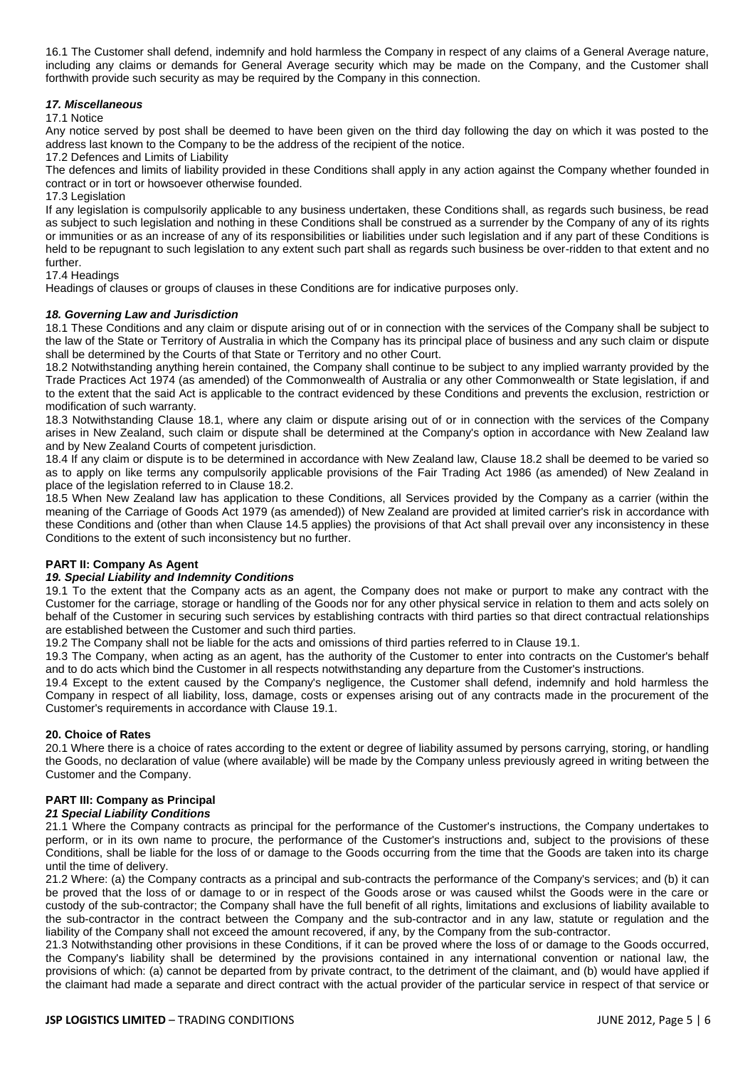16.1 The Customer shall defend, indemnify and hold harmless the Company in respect of any claims of a General Average nature, including any claims or demands for General Average security which may be made on the Company, and the Customer shall forthwith provide such security as may be required by the Company in this connection.

### *17. Miscellaneous*

17.1 Notice

Any notice served by post shall be deemed to have been given on the third day following the day on which it was posted to the address last known to the Company to be the address of the recipient of the notice.

17.2 Defences and Limits of Liability

The defences and limits of liability provided in these Conditions shall apply in any action against the Company whether founded in contract or in tort or howsoever otherwise founded.

17.3 Legislation

If any legislation is compulsorily applicable to any business undertaken, these Conditions shall, as regards such business, be read as subject to such legislation and nothing in these Conditions shall be construed as a surrender by the Company of any of its rights or immunities or as an increase of any of its responsibilities or liabilities under such legislation and if any part of these Conditions is held to be repugnant to such legislation to any extent such part shall as regards such business be over-ridden to that extent and no further.

17.4 Headings

Headings of clauses or groups of clauses in these Conditions are for indicative purposes only.

### *18. Governing Law and Jurisdiction*

18.1 These Conditions and any claim or dispute arising out of or in connection with the services of the Company shall be subject to the law of the State or Territory of Australia in which the Company has its principal place of business and any such claim or dispute shall be determined by the Courts of that State or Territory and no other Court.

18.2 Notwithstanding anything herein contained, the Company shall continue to be subject to any implied warranty provided by the Trade Practices Act 1974 (as amended) of the Commonwealth of Australia or any other Commonwealth or State legislation, if and to the extent that the said Act is applicable to the contract evidenced by these Conditions and prevents the exclusion, restriction or modification of such warranty.

18.3 Notwithstanding Clause 18.1, where any claim or dispute arising out of or in connection with the services of the Company arises in New Zealand, such claim or dispute shall be determined at the Company's option in accordance with New Zealand law and by New Zealand Courts of competent jurisdiction.

18.4 If any claim or dispute is to be determined in accordance with New Zealand law, Clause 18.2 shall be deemed to be varied so as to apply on like terms any compulsorily applicable provisions of the Fair Trading Act 1986 (as amended) of New Zealand in place of the legislation referred to in Clause 18.2.

18.5 When New Zealand law has application to these Conditions, all Services provided by the Company as a carrier (within the meaning of the Carriage of Goods Act 1979 (as amended)) of New Zealand are provided at limited carrier's risk in accordance with these Conditions and (other than when Clause 14.5 applies) the provisions of that Act shall prevail over any inconsistency in these Conditions to the extent of such inconsistency but no further.

## PART II: Company As Agent

### *19. Special Liability and Indemnity Conditions*

19.1 To the extent that the Company acts as an agent, the Company does not make or purport to make any contract with the Customer for the carriage, storage or handling of the Goods nor for any other physical service in relation to them and acts solely on behalf of the Customer in securing such services by establishing contracts with third parties so that direct contractual relationships are established between the Customer and such third parties.

19.2 The Company shall not be liable for the acts and omissions of third parties referred to in Clause 19.1.

19.3 The Company, when acting as an agent, has the authority of the Customer to enter into contracts on the Customer's behalf and to do acts which bind the Customer in all respects notwithstanding any departure from the Customer's instructions.

19.4 Except to the extent caused by the Company's negligence, the Customer shall defend, indemnify and hold harmless the Company in respect of all liability, loss, damage, costs or expenses arising out of any contracts made in the procurement of the Customer's requirements in accordance with Clause 19.1.

### 20. Choice of Rates

20.1 Where there is a choice of rates according to the extent or degree of liability assumed by persons carrying, storing, or handling the Goods, no declaration of value (where available) will be made by the Company unless previously agreed in writing between the Customer and the Company.

## PART III: Company as Principal

### *21 Special Liability Conditions*

21.1 Where the Company contracts as principal for the performance of the Customer's instructions, the Company undertakes to perform, or in its own name to procure, the performance of the Customer's instructions and, subject to the provisions of these Conditions, shall be liable for the loss of or damage to the Goods occurring from the time that the Goods are taken into its charge until the time of delivery.

21.2 Where: (a) the Company contracts as a principal and sub-contracts the performance of the Company's services; and (b) it can be proved that the loss of or damage to or in respect of the Goods arose or was caused whilst the Goods were in the care or custody of the sub-contractor; the Company shall have the full benefit of all rights, limitations and exclusions of liability available to the sub-contractor in the contract between the Company and the sub-contractor and in any law, statute or regulation and the liability of the Company shall not exceed the amount recovered, if any, by the Company from the sub-contractor.

21.3 Notwithstanding other provisions in these Conditions, if it can be proved where the loss of or damage to the Goods occurred, the Company's liability shall be determined by the provisions contained in any international convention or national law, the provisions of which: (a) cannot be departed from by private contract, to the detriment of the claimant, and (b) would have applied if the claimant had made a separate and direct contract with the actual provider of the particular service in respect of that service or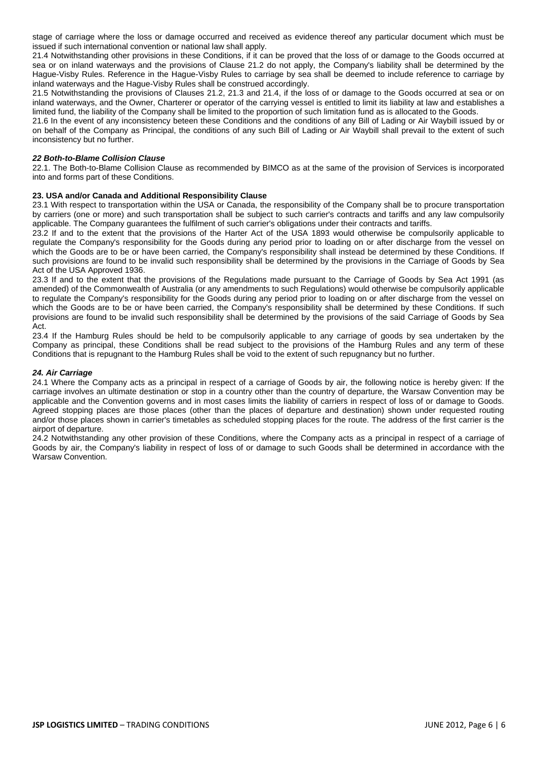stage of carriage where the loss or damage occurred and received as evidence thereof any particular document which must be issued if such international convention or national law shall apply.

21.4 Notwithstanding other provisions in these Conditions, if it can be proved that the loss of or damage to the Goods occurred at sea or on inland waterways and the provisions of Clause 21.2 do not apply, the Company's liability shall be determined by the Hague-Visby Rules. Reference in the Hague-Visby Rules to carriage by sea shall be deemed to include reference to carriage by inland waterways and the Hague-Visby Rules shall be construed accordingly.

21.5 Notwithstanding the provisions of Clauses 21.2, 21.3 and 21.4, if the loss of or damage to the Goods occurred at sea or on inland waterways, and the Owner, Charterer or operator of the carrying vessel is entitled to limit its liability at law and establishes a limited fund, the liability of the Company shall be limited to the proportion of such limitation fund as is allocated to the Goods.

21.6 In the event of any inconsistency beteen these Conditions and the conditions of any Bill of Lading or Air Waybill issued by or on behalf of the Company as Principal, the conditions of any such Bill of Lading or Air Waybill shall prevail to the extent of such inconsistency but no further.

### *22 Both-to-Blame Collision Clause*

22.1. The Both-to-Blame Collision Clause as recommended by BIMCO as at the same of the provision of Services is incorporated into and forms part of these Conditions.

### 23. USA and/or Canada and Additional Responsibility Clause

23.1 With respect to transportation within the USA or Canada, the responsibility of the Company shall be to procure transportation by carriers (one or more) and such transportation shall be subject to such carrier's contracts and tariffs and any law compulsorily applicable. The Company guarantees the fulfilment of such carrier's obligations under their contracts and tariffs.

23.2 If and to the extent that the provisions of the Harter Act of the USA 1893 would otherwise be compulsorily applicable to regulate the Company's responsibility for the Goods during any period prior to loading on or after discharge from the vessel on which the Goods are to be or have been carried, the Company's responsibility shall instead be determined by these Conditions. If such provisions are found to be invalid such responsibility shall be determined by the provisions in the Carriage of Goods by Sea Act of the USA Approved 1936.

23.3 If and to the extent that the provisions of the Regulations made pursuant to the Carriage of Goods by Sea Act 1991 (as amended) of the Commonwealth of Australia (or any amendments to such Regulations) would otherwise be compulsorily applicable to regulate the Company's responsibility for the Goods during any period prior to loading on or after discharge from the vessel on which the Goods are to be or have been carried, the Company's responsibility shall be determined by these Conditions. If such provisions are found to be invalid such responsibility shall be determined by the provisions of the said Carriage of Goods by Sea Act.

23.4 If the Hamburg Rules should be held to be compulsorily applicable to any carriage of goods by sea undertaken by the Company as principal, these Conditions shall be read subject to the provisions of the Hamburg Rules and any term of these Conditions that is repugnant to the Hamburg Rules shall be void to the extent of such repugnancy but no further.

### *24. Air Carriage*

24.1 Where the Company acts as a principal in respect of a carriage of Goods by air, the following notice is hereby given: If the carriage involves an ultimate destination or stop in a country other than the country of departure, the Warsaw Convention may be applicable and the Convention governs and in most cases limits the liability of carriers in respect of loss of or damage to Goods. Agreed stopping places are those places (other than the places of departure and destination) shown under requested routing and/or those places shown in carrier's timetables as scheduled stopping places for the route. The address of the first carrier is the airport of departure.

24.2 Notwithstanding any other provision of these Conditions, where the Company acts as a principal in respect of a carriage of Goods by air, the Company's liability in respect of loss of or damage to such Goods shall be determined in accordance with the Warsaw Convention.